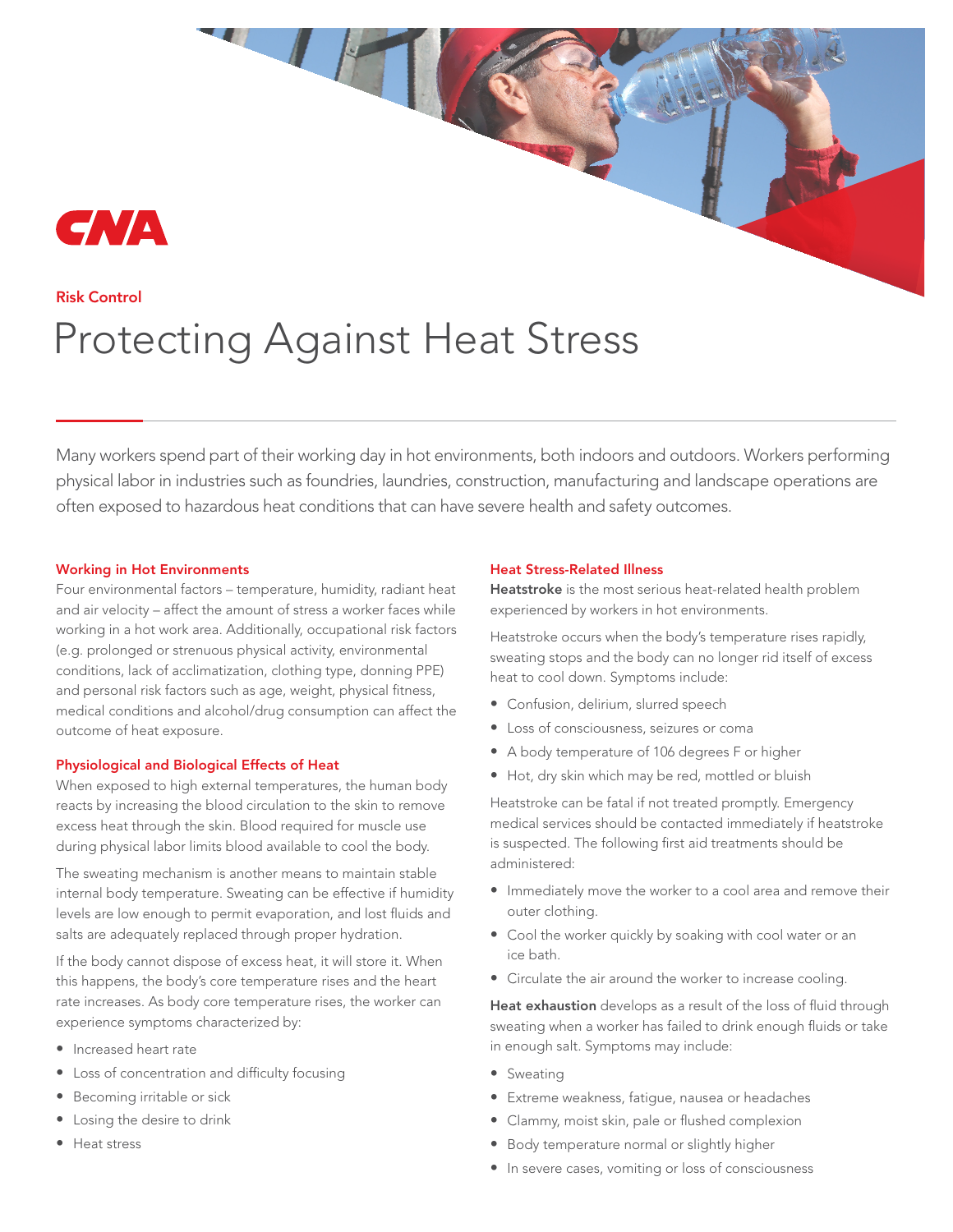CNA

Risk Control

# Protecting Against Heat Stress

Many workers spend part of their working day in hot environments, both indoors and outdoors. Workers performing physical labor in industries such as foundries, laundries, construction, manufacturing and landscape operations are often exposed to hazardous heat conditions that can have severe health and safety outcomes.

## Working in Hot Environments

Four environmental factors – temperature, humidity, radiant heat and air velocity – affect the amount of stress a worker faces while working in a hot work area. Additionally, occupational risk factors (e.g. prolonged or strenuous physical activity, environmental conditions, lack of acclimatization, clothing type, donning PPE) and personal risk factors such as age, weight, physical fitness, medical conditions and alcohol/drug consumption can affect the outcome of heat exposure.

## Physiological and Biological Effects of Heat

When exposed to high external temperatures, the human body reacts by increasing the blood circulation to the skin to remove excess heat through the skin. Blood required for muscle use during physical labor limits blood available to cool the body.

The sweating mechanism is another means to maintain stable internal body temperature. Sweating can be effective if humidity levels are low enough to permit evaporation, and lost fluids and salts are adequately replaced through proper hydration.

If the body cannot dispose of excess heat, it will store it. When this happens, the body's core temperature rises and the heart rate increases. As body core temperature rises, the worker can experience symptoms characterized by:

- Increased heart rate
- Loss of concentration and difficulty focusing
- Becoming irritable or sick
- Losing the desire to drink
- Heat stress

## Heat Stress-Related Illness

**Heatstroke** is the most serious heat-related health problem experienced by workers in hot environments.

Heatstroke occurs when the body's temperature rises rapidly, sweating stops and the body can no longer rid itself of excess heat to cool down. Symptoms include:

- Confusion, delirium, slurred speech
- Loss of consciousness, seizures or coma
- A body temperature of 106 degrees F or higher
- Hot, dry skin which may be red, mottled or bluish

Heatstroke can be fatal if not treated promptly. Emergency medical services should be contacted immediately if heatstroke is suspected. The following first aid treatments should be administered:

- Immediately move the worker to a cool area and remove their outer clothing.
- Cool the worker quickly by soaking with cool water or an ice bath.
- Circulate the air around the worker to increase cooling.

**Heat exhaustion** develops as a result of the loss of fluid through sweating when a worker has failed to drink enough fluids or take in enough salt. Symptoms may include:

- Sweating
- Extreme weakness, fatigue, nausea or headaches
- Clammy, moist skin, pale or flushed complexion
- Body temperature normal or slightly higher
- In severe cases, vomiting or loss of consciousness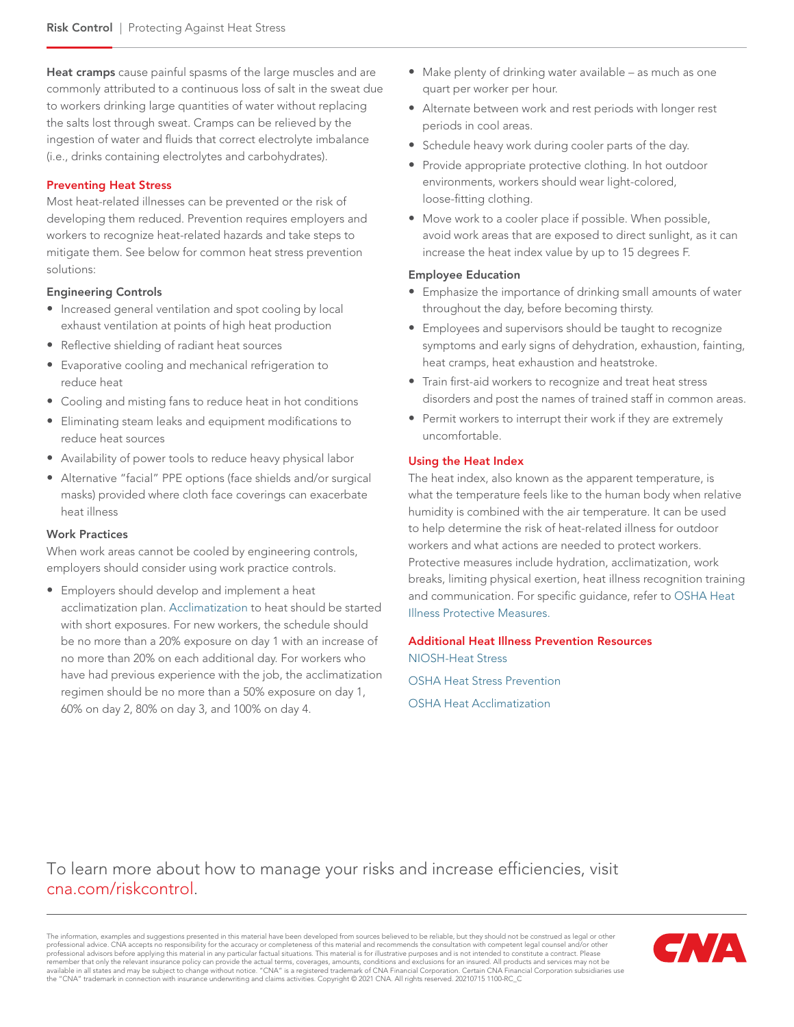**Heat cramps** cause painful spasms of the large muscles and are commonly attributed to a continuous loss of salt in the sweat due to workers drinking large quantities of water without replacing the salts lost through sweat. Cramps can be relieved by the ingestion of water and fluids that correct electrolyte imbalance (i.e., drinks containing electrolytes and carbohydrates).

## Preventing Heat Stress

Most heat-related illnesses can be prevented or the risk of developing them reduced. Prevention requires employers and workers to recognize heat-related hazards and take steps to mitigate them. See below for common heat stress prevention solutions:

### Engineering Controls

- Increased general ventilation and spot cooling by local exhaust ventilation at points of high heat production
- Reflective shielding of radiant heat sources
- Evaporative cooling and mechanical refrigeration to reduce heat
- Cooling and misting fans to reduce heat in hot conditions
- Eliminating steam leaks and equipment modifications to reduce heat sources
- Availability of power tools to reduce heavy physical labor
- Alternative "facial" PPE options (face shields and/or surgical masks) provided where cloth face coverings can exacerbate heat illness

### Work Practices

When work areas cannot be cooled by engineering controls, employers should consider using work practice controls.

- Employers should develop and implement a heat acclimatization plan. Acclimatization to heat should be started with short exposures. For new workers, the schedule should be no more than a 20% exposure on day 1 with an increase of no more than 20% on each additional day. For workers who have had previous experience with the job, the acclimatization regimen should be no more than a 50% exposure on day 1, 60% on day 2, 80% on day 3, and 100% on day 4.
- Make plenty of drinking water available – as much as one quart per worker per hour.
- Alternate between work and rest periods with longer rest periods in cool areas.
- Schedule heavy work during cooler parts of the day.
- Provide appropriate protective clothing. In hot outdoor environments, workers should wear light-colored, loose-fitting clothing.
- Move work to a cooler place if possible. When possible, avoid work areas that are exposed to direct sunlight, as it can increase the heat index value by up to 15 degrees F.

### Employee Education

- Emphasize the importance of drinking small amounts of water throughout the day, before becoming thirsty.
- Employees and supervisors should be taught to recognize symptoms and early signs of dehydration, exhaustion, fainting, heat cramps, heat exhaustion and heatstroke.
- Train first-aid workers to recognize and treat heat stress disorders and post the names of trained staff in common areas.
- Permit workers to interrupt their work if they are extremely uncomfortable.

## Using the Heat Index

The heat index, also known as the apparent temperature, is what the temperature feels like to the human body when relative humidity is combined with the air temperature. It can be used to help determine the risk of heat-related illness for outdoor workers and what actions are needed to protect workers. Protective measures include hydration, acclimatization, work breaks, limiting physical exertion, heat illness recognition training and communication. For specific guidance, refer to OSHA Heat Illness Protective Measures.

## Additional Heat Illness Prevention Resources

NIOSH-Heat Stress

OSHA Heat Stress Prevention

OSHA Heat Acclimatization

To learn more about how to manage your risks and increase efficiencies, visit cna.com/riskcontrol.

The information, examples and suggestions presented in this material have been developed from sources believed to be reliable, but they should not be construed as legal or other professional advice. CNA accepts no responsibility for the accuracy or completeness of this material and recommends the consultation with competent legal counsel and/or other professional advisors before applying this material in any particular factual situations. This material is for illustrative purposes and is not intended to constitute a contract. Please remember that only the relevant insurance policy can provide the actual terms, coverages, amounts, conditions and exclusions for an insured. All products and services may not be available in all states and may be subject to change without notice. "CNA" is a registered trademark of CNA Financial Corporation. Certain CNA Financial Corporation subsidiaries use the "CNA" trademark in connection with insurance underwriting and claims activities. Copyright © 2021 CNA. All rights reserved. 20210715 1100-RC_C